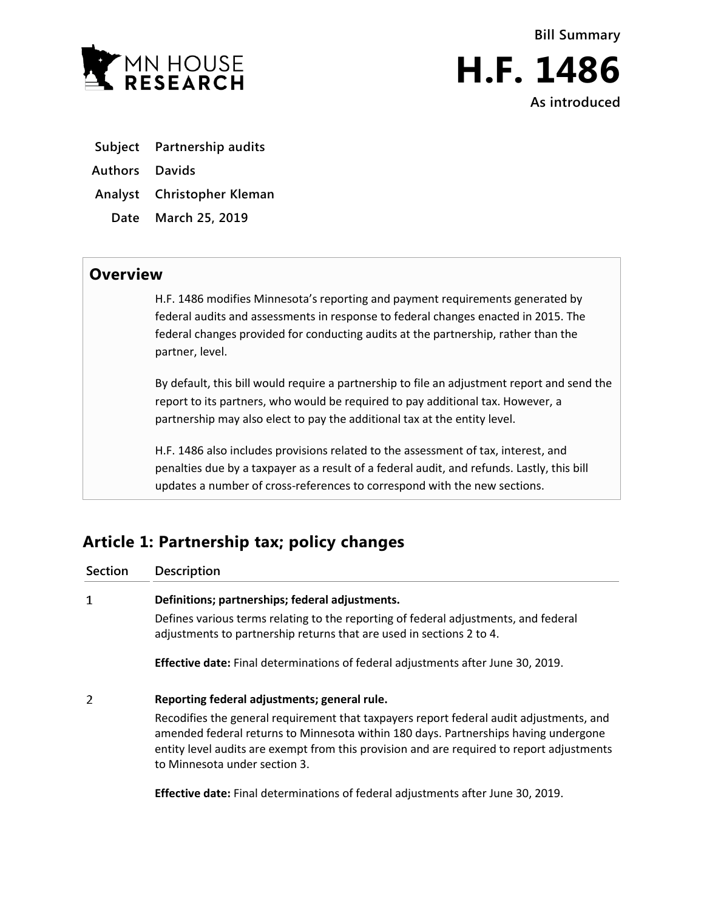MN HOUSE RESEARCH

**Bill Summary**

# H.F. 1486

**As introduced**

**Subject** Partnership audits

**Authors** Davids

**Analyst** Christopher Kleman

**Date** March 25, 2019

## Overview

H.F. 1486 modifies Minnesota's reporting and payment requirements generated by federal audits and assessments in response to federal changes enacted in 2015. The federal changes provided for conducting audits at the partnership, rather than the partner, level.

By default, this bill would require a partnership to file an adjustment report and send the report to its partners, who would be required to pay additional tax. However, a partnership may also elect to pay the additional tax at the entity level.

H.F. 1486 also includes provisions related to the assessment of tax, interest, and penalties due by a taxpayer as a result of a federal audit, and refunds. Lastly, this bill updates a number of cross-references to correspond with the new sections.

## Article 1: Partnership tax; policy changes

| Section | Description |
| --- | --- |
| 1 | **Definitions; partnerships; federal adjustments.**<br>Defines various terms relating to the reporting of federal adjustments, and federal adjustments to partnership returns that are used in sections 2 to 4.<br><br>**Effective date:** Final determinations of federal adjustments after June 30, 2019. |
| 2 | **Reporting federal adjustments; general rule.**<br>Recodifies the general requirement that taxpayers report federal audit adjustments, and amended federal returns to Minnesota within 180 days. Partnerships having undergone entity level audits are exempt from this provision and are required to report adjustments to Minnesota under section 3.<br><br>**Effective date:** Final determinations of federal adjustments after June 30, 2019. |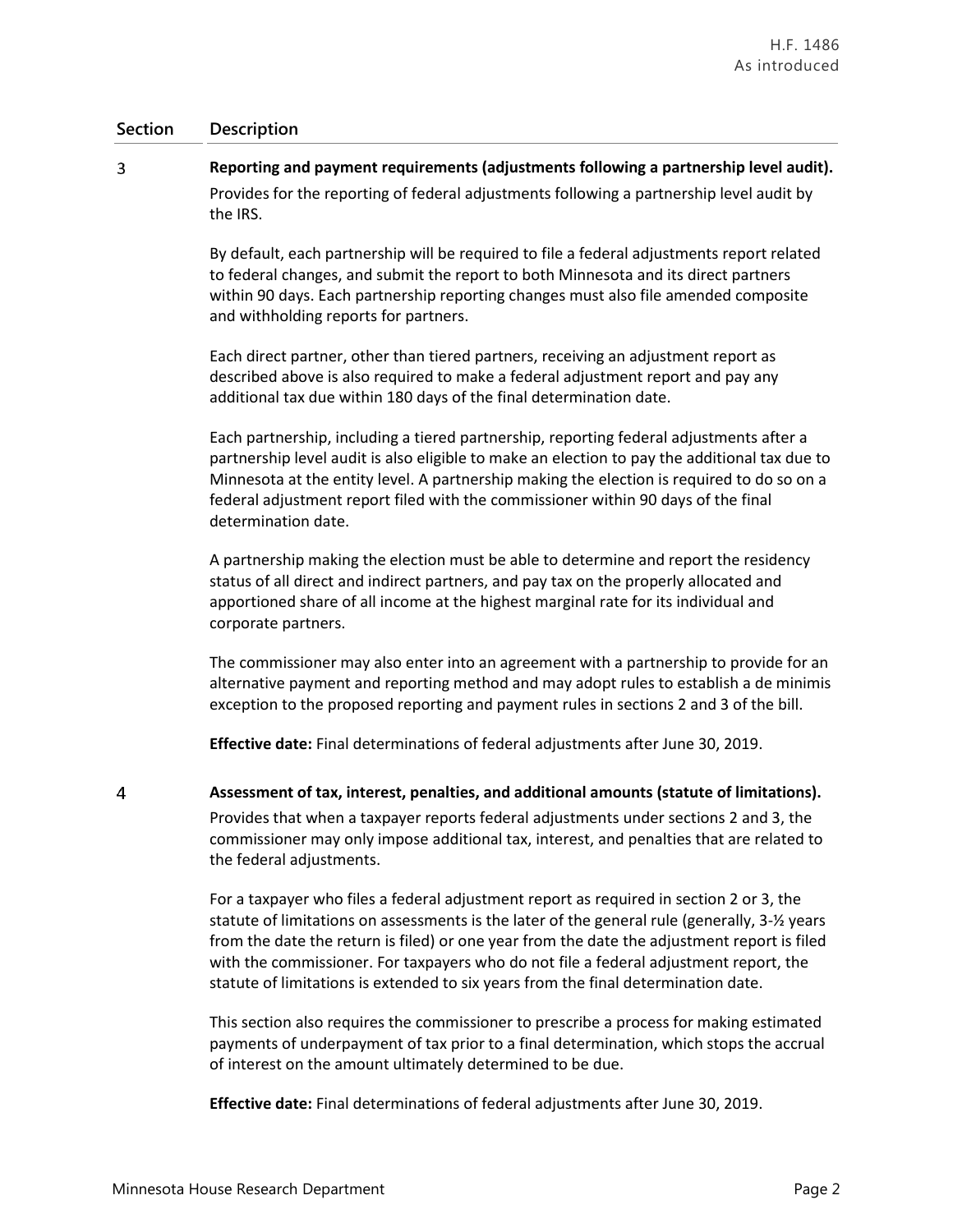| Section | Description |
| --- | --- |
| 3 | **Reporting and payment requirements (adjustments following a partnership level audit).**<br>Provides for the reporting of federal adjustments following a partnership level audit by the IRS.<br><br>By default, each partnership will be required to file a federal adjustments report related to federal changes, and submit the report to both Minnesota and its direct partners within 90 days. Each partnership reporting changes must also file amended composite and withholding reports for partners.<br><br>Each direct partner, other than tiered partners, receiving an adjustment report as described above is also required to make a federal adjustment report and pay any additional tax due within 180 days of the final determination date.<br><br>Each partnership, including a tiered partnership, reporting federal adjustments after a partnership level audit is also eligible to make an election to pay the additional tax due to Minnesota at the entity level. A partnership making the election is required to do so on a federal adjustment report filed with the commissioner within 90 days of the final determination date.<br><br>A partnership making the election must be able to determine and report the residency status of all direct and indirect partners, and pay tax on the properly allocated and apportioned share of all income at the highest marginal rate for its individual and corporate partners.<br><br>The commissioner may also enter into an agreement with a partnership to provide for an alternative payment and reporting method and may adopt rules to establish a de minimis exception to the proposed reporting and payment rules in sections 2 and 3 of the bill.<br><br>**Effective date:** Final determinations of federal adjustments after June 30, 2019. |
| 4 | **Assessment of tax, interest, penalties, and additional amounts (statute of limitations).**<br>Provides that when a taxpayer reports federal adjustments under sections 2 and 3, the commissioner may only impose additional tax, interest, and penalties that are related to the federal adjustments.<br><br>For a taxpayer who files a federal adjustment report as required in section 2 or 3, the statute of limitations on assessments is the later of the general rule (generally, 3-½ years from the date the return is filed) or one year from the date the adjustment report is filed with the commissioner. For taxpayers who do not file a federal adjustment report, the statute of limitations is extended to six years from the final determination date.<br><br>This section also requires the commissioner to prescribe a process for making estimated payments of underpayment of tax prior to a final determination, which stops the accrual of interest on the amount ultimately determined to be due.<br><br>**Effective date:** Final determinations of federal adjustments after June 30, 2019. |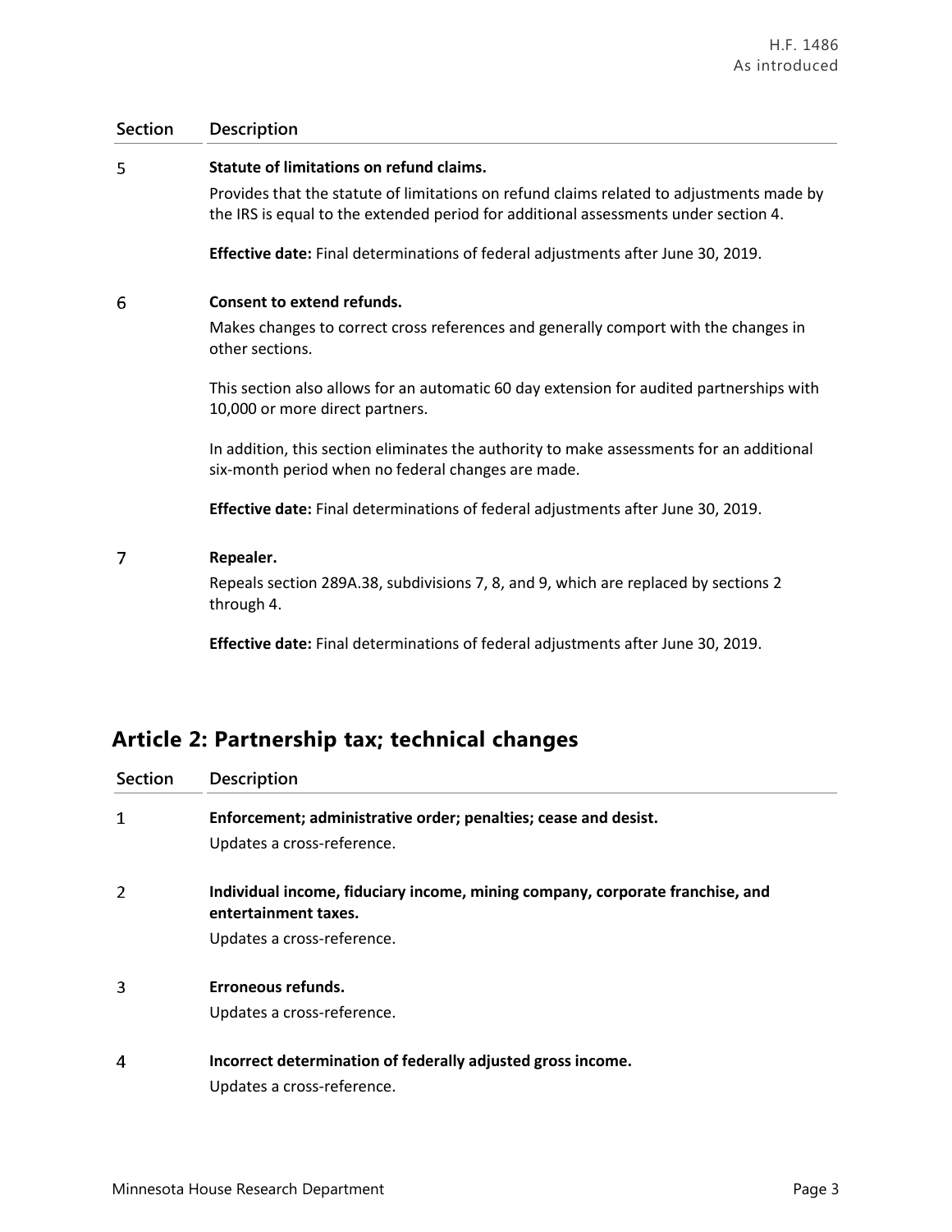| Section | Description |
|---|---|
| 5 | **Statute of limitations on refund claims.**<br>Provides that the statute of limitations on refund claims related to adjustments made by the IRS is equal to the extended period for additional assessments under section 4.<br><br>**Effective date:** Final determinations of federal adjustments after June 30, 2019. |
| 6 | **Consent to extend refunds.**<br>Makes changes to correct cross references and generally comport with the changes in other sections.<br><br>This section also allows for an automatic 60 day extension for audited partnerships with 10,000 or more direct partners.<br><br>In addition, this section eliminates the authority to make assessments for an additional six-month period when no federal changes are made.<br><br>**Effective date:** Final determinations of federal adjustments after June 30, 2019. |
| 7 | **Repealer.**<br>Repeals section 289A.38, subdivisions 7, 8, and 9, which are replaced by sections 2 through 4.<br><br>**Effective date:** Final determinations of federal adjustments after June 30, 2019. |

## Article 2: Partnership tax; technical changes

| Section | Description |
|---|---|
| 1 | **Enforcement; administrative order; penalties; cease and desist.**<br>Updates a cross-reference. |
| 2 | **Individual income, fiduciary income, mining company, corporate franchise, and entertainment taxes.**<br>Updates a cross-reference. |
| 3 | **Erroneous refunds.**<br>Updates a cross-reference. |
| 4 | **Incorrect determination of federally adjusted gross income.**<br>Updates a cross-reference. |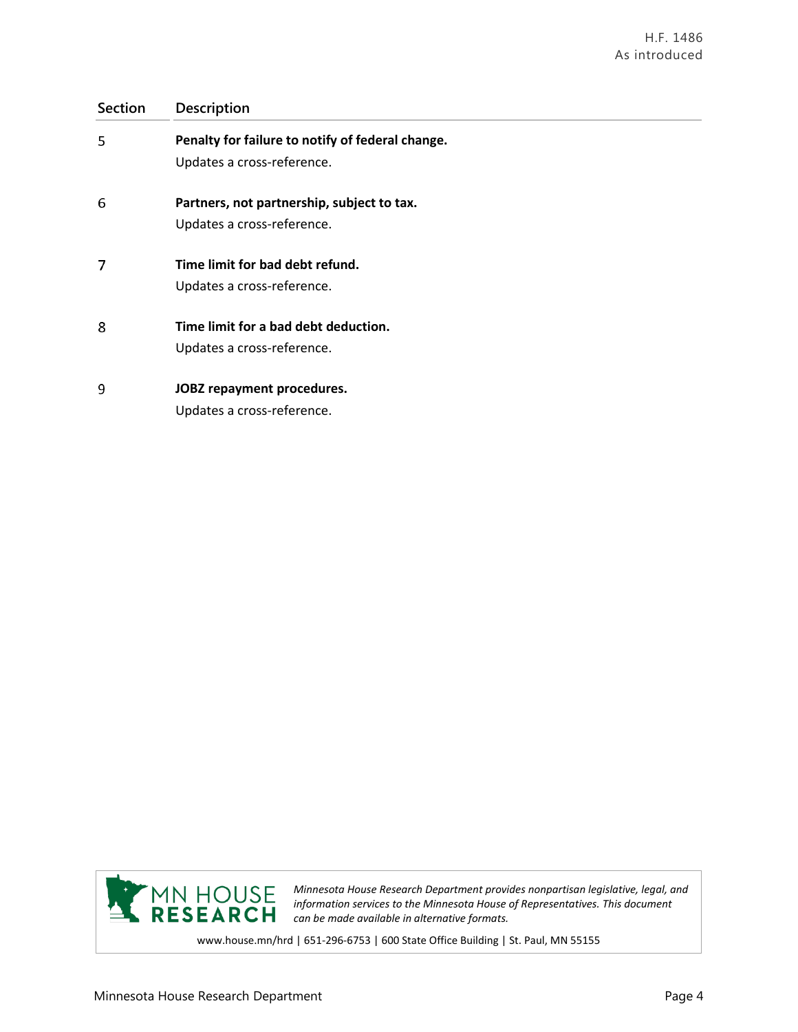| Section | Description |
| --- | --- |
| 5 | **Penalty for failure to notify of federal change.** Updates a cross-reference. |
| 6 | **Partners, not partnership, subject to tax.** Updates a cross-reference. |
| 7 | **Time limit for bad debt refund.** Updates a cross-reference. |
| 8 | **Time limit for a bad debt deduction.** Updates a cross-reference. |
| 9 | **JOBZ repayment procedures.** Updates a cross-reference. |

MN HOUSE RESEARCH

*Minnesota House Research Department provides nonpartisan legislative, legal, and information services to the Minnesota House of Representatives. This document can be made available in alternative formats.*

www.house.mn/hrd | 651-296-6753 | 600 State Office Building | St. Paul, MN 55155